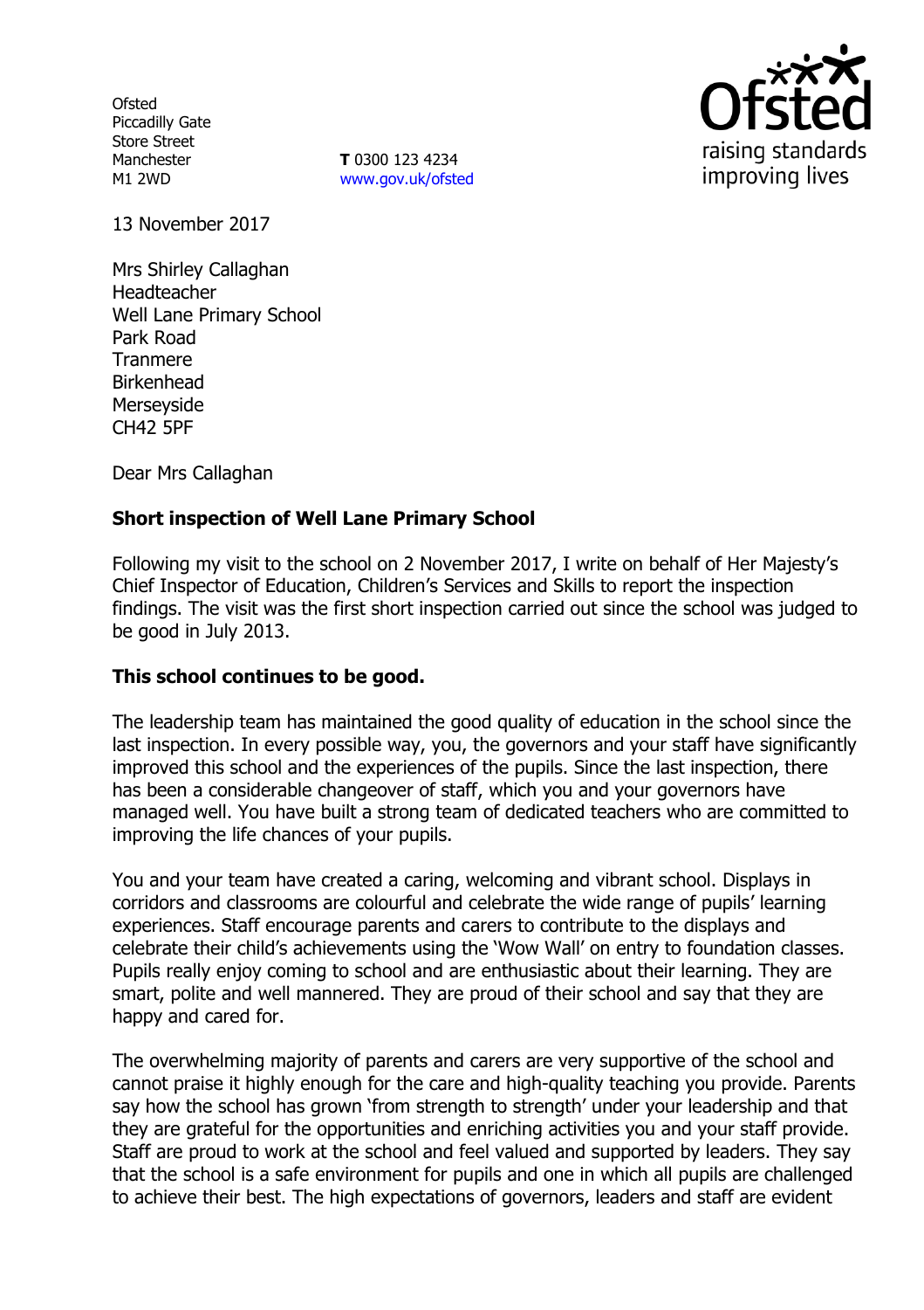Ofsted
Piccadilly Gate
Store Street
Manchester
M1 2WD

**T** 0300 123 4234
www.gov.uk/ofsted

13 November 2017

Mrs Shirley Callaghan
Headteacher
Well Lane Primary School
Park Road
Tranmere
Birkenhead
Merseyside
CH42 5PF

Dear Mrs Callaghan

**Short inspection of Well Lane Primary School**

Following my visit to the school on 2 November 2017, I write on behalf of Her Majesty's Chief Inspector of Education, Children's Services and Skills to report the inspection findings. The visit was the first short inspection carried out since the school was judged to be good in July 2013.

**This school continues to be good.**

The leadership team has maintained the good quality of education in the school since the last inspection. In every possible way, you, the governors and your staff have significantly improved this school and the experiences of the pupils. Since the last inspection, there has been a considerable changeover of staff, which you and your governors have managed well. You have built a strong team of dedicated teachers who are committed to improving the life chances of your pupils.

You and your team have created a caring, welcoming and vibrant school. Displays in corridors and classrooms are colourful and celebrate the wide range of pupils' learning experiences. Staff encourage parents and carers to contribute to the displays and celebrate their child's achievements using the 'Wow Wall' on entry to foundation classes. Pupils really enjoy coming to school and are enthusiastic about their learning. They are smart, polite and well mannered. They are proud of their school and say that they are happy and cared for.

The overwhelming majority of parents and carers are very supportive of the school and cannot praise it highly enough for the care and high-quality teaching you provide. Parents say how the school has grown 'from strength to strength' under your leadership and that they are grateful for the opportunities and enriching activities you and your staff provide. Staff are proud to work at the school and feel valued and supported by leaders. They say that the school is a safe environment for pupils and one in which all pupils are challenged to achieve their best. The high expectations of governors, leaders and staff are evident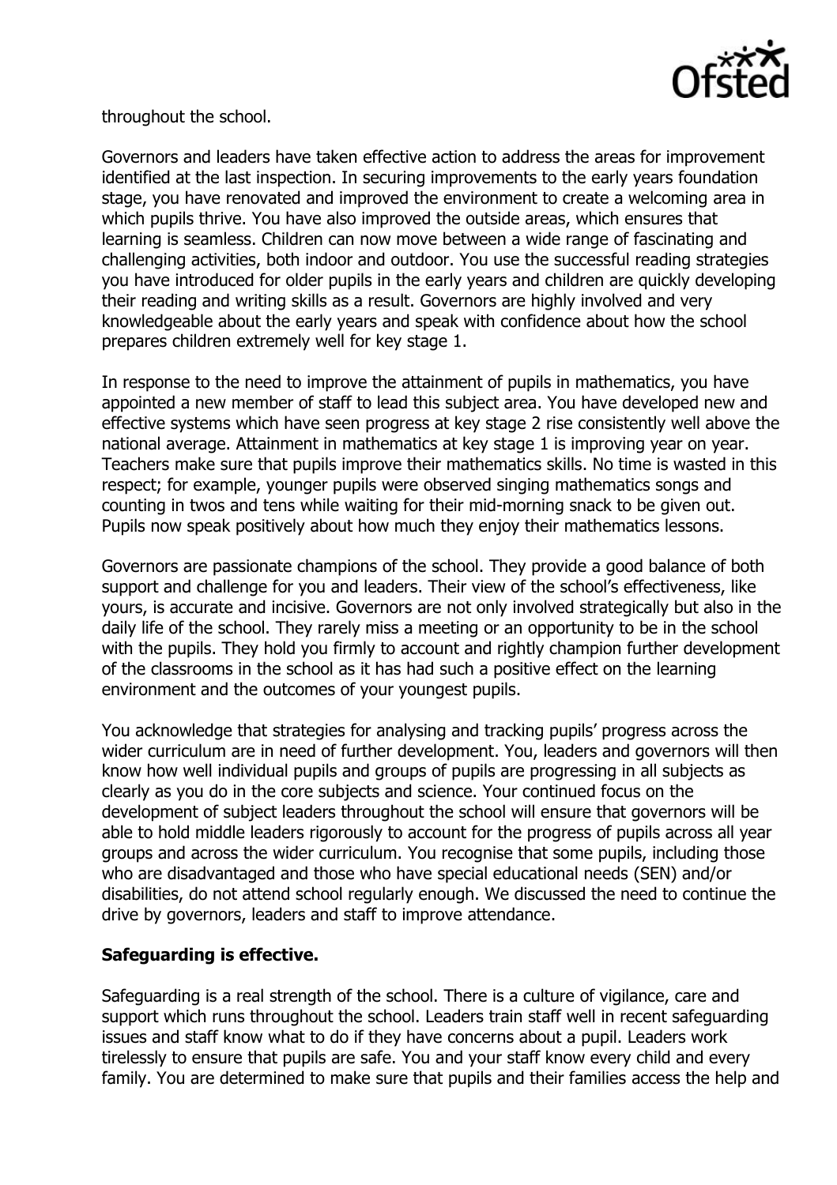throughout the school.

Governors and leaders have taken effective action to address the areas for improvement identified at the last inspection. In securing improvements to the early years foundation stage, you have renovated and improved the environment to create a welcoming area in which pupils thrive. You have also improved the outside areas, which ensures that learning is seamless. Children can now move between a wide range of fascinating and challenging activities, both indoor and outdoor. You use the successful reading strategies you have introduced for older pupils in the early years and children are quickly developing their reading and writing skills as a result. Governors are highly involved and very knowledgeable about the early years and speak with confidence about how the school prepares children extremely well for key stage 1.

In response to the need to improve the attainment of pupils in mathematics, you have appointed a new member of staff to lead this subject area. You have developed new and effective systems which have seen progress at key stage 2 rise consistently well above the national average. Attainment in mathematics at key stage 1 is improving year on year. Teachers make sure that pupils improve their mathematics skills. No time is wasted in this respect; for example, younger pupils were observed singing mathematics songs and counting in twos and tens while waiting for their mid-morning snack to be given out. Pupils now speak positively about how much they enjoy their mathematics lessons.

Governors are passionate champions of the school. They provide a good balance of both support and challenge for you and leaders. Their view of the school's effectiveness, like yours, is accurate and incisive. Governors are not only involved strategically but also in the daily life of the school. They rarely miss a meeting or an opportunity to be in the school with the pupils. They hold you firmly to account and rightly champion further development of the classrooms in the school as it has had such a positive effect on the learning environment and the outcomes of your youngest pupils.

You acknowledge that strategies for analysing and tracking pupils' progress across the wider curriculum are in need of further development. You, leaders and governors will then know how well individual pupils and groups of pupils are progressing in all subjects as clearly as you do in the core subjects and science. Your continued focus on the development of subject leaders throughout the school will ensure that governors will be able to hold middle leaders rigorously to account for the progress of pupils across all year groups and across the wider curriculum. You recognise that some pupils, including those who are disadvantaged and those who have special educational needs (SEN) and/or disabilities, do not attend school regularly enough. We discussed the need to continue the drive by governors, leaders and staff to improve attendance.

**Safeguarding is effective.**

Safeguarding is a real strength of the school. There is a culture of vigilance, care and support which runs throughout the school. Leaders train staff well in recent safeguarding issues and staff know what to do if they have concerns about a pupil. Leaders work tirelessly to ensure that pupils are safe. You and your staff know every child and every family. You are determined to make sure that pupils and their families access the help and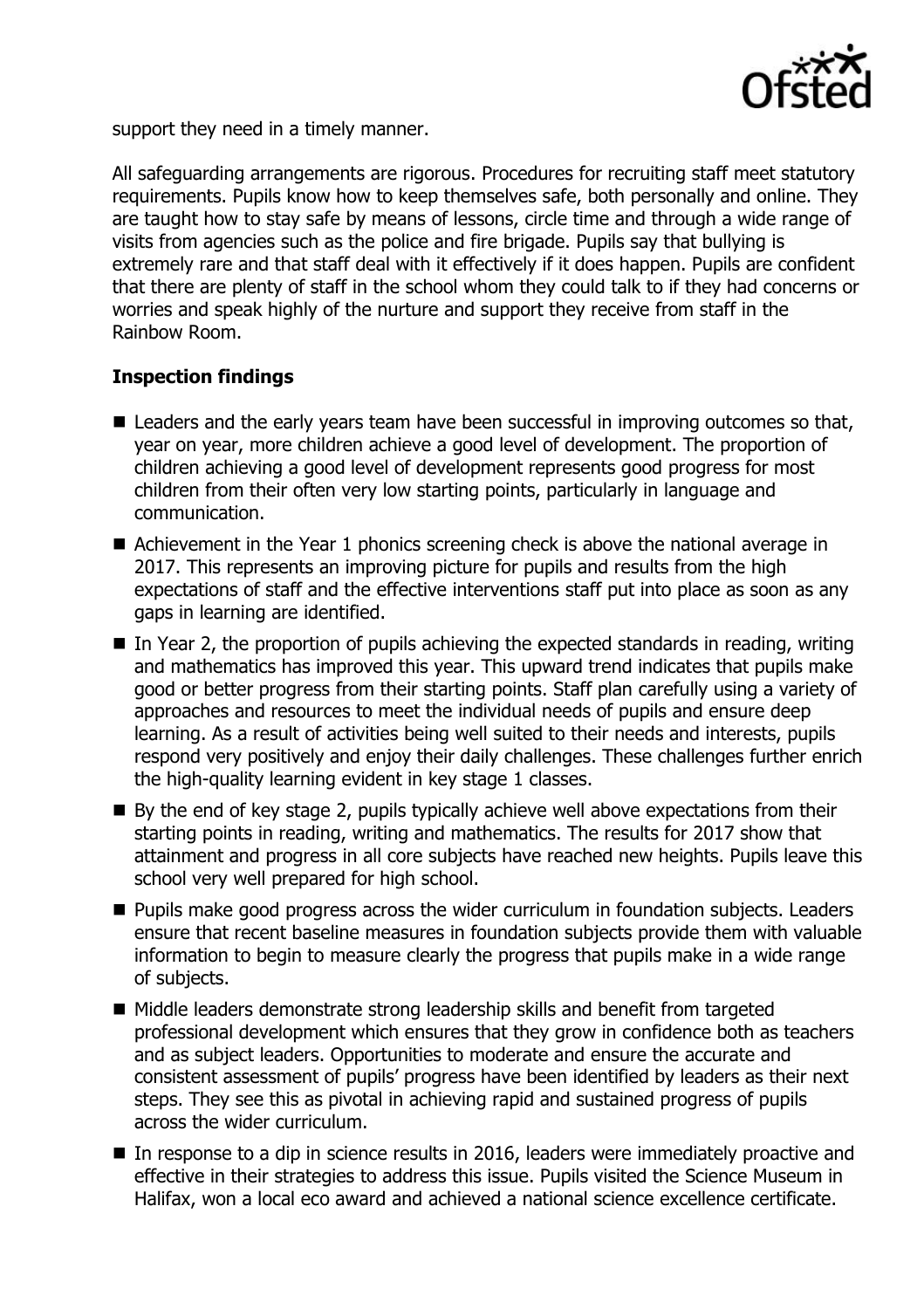support they need in a timely manner.

All safeguarding arrangements are rigorous. Procedures for recruiting staff meet statutory requirements. Pupils know how to keep themselves safe, both personally and online. They are taught how to stay safe by means of lessons, circle time and through a wide range of visits from agencies such as the police and fire brigade. Pupils say that bullying is extremely rare and that staff deal with it effectively if it does happen. Pupils are confident that there are plenty of staff in the school whom they could talk to if they had concerns or worries and speak highly of the nurture and support they receive from staff in the Rainbow Room.

## Inspection findings

- Leaders and the early years team have been successful in improving outcomes so that, year on year, more children achieve a good level of development. The proportion of children achieving a good level of development represents good progress for most children from their often very low starting points, particularly in language and communication.
- Achievement in the Year 1 phonics screening check is above the national average in 2017. This represents an improving picture for pupils and results from the high expectations of staff and the effective interventions staff put into place as soon as any gaps in learning are identified.
- In Year 2, the proportion of pupils achieving the expected standards in reading, writing and mathematics has improved this year. This upward trend indicates that pupils make good or better progress from their starting points. Staff plan carefully using a variety of approaches and resources to meet the individual needs of pupils and ensure deep learning. As a result of activities being well suited to their needs and interests, pupils respond very positively and enjoy their daily challenges. These challenges further enrich the high-quality learning evident in key stage 1 classes.
- By the end of key stage 2, pupils typically achieve well above expectations from their starting points in reading, writing and mathematics. The results for 2017 show that attainment and progress in all core subjects have reached new heights. Pupils leave this school very well prepared for high school.
- Pupils make good progress across the wider curriculum in foundation subjects. Leaders ensure that recent baseline measures in foundation subjects provide them with valuable information to begin to measure clearly the progress that pupils make in a wide range of subjects.
- Middle leaders demonstrate strong leadership skills and benefit from targeted professional development which ensures that they grow in confidence both as teachers and as subject leaders. Opportunities to moderate and ensure the accurate and consistent assessment of pupils' progress have been identified by leaders as their next steps. They see this as pivotal in achieving rapid and sustained progress of pupils across the wider curriculum.
- In response to a dip in science results in 2016, leaders were immediately proactive and effective in their strategies to address this issue. Pupils visited the Science Museum in Halifax, won a local eco award and achieved a national science excellence certificate.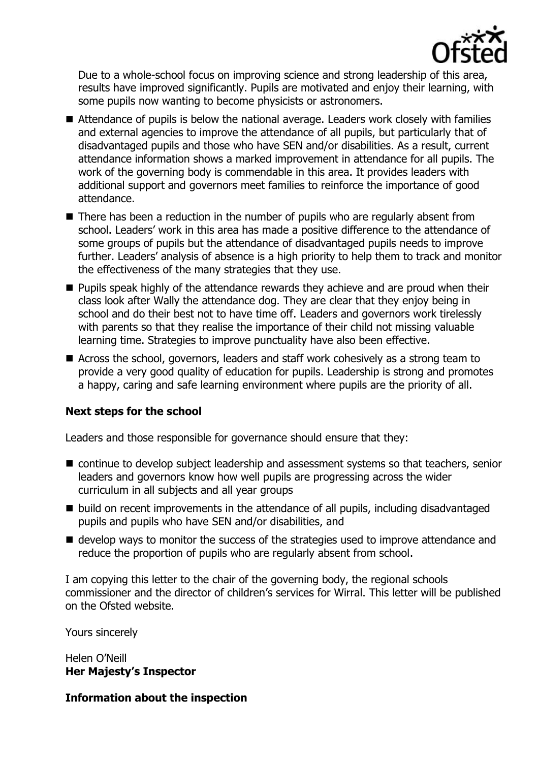Due to a whole-school focus on improving science and strong leadership of this area, results have improved significantly. Pupils are motivated and enjoy their learning, with some pupils now wanting to become physicists or astronomers.

- Attendance of pupils is below the national average. Leaders work closely with families and external agencies to improve the attendance of all pupils, but particularly that of disadvantaged pupils and those who have SEN and/or disabilities. As a result, current attendance information shows a marked improvement in attendance for all pupils. The work of the governing body is commendable in this area. It provides leaders with additional support and governors meet families to reinforce the importance of good attendance.
- There has been a reduction in the number of pupils who are regularly absent from school. Leaders' work in this area has made a positive difference to the attendance of some groups of pupils but the attendance of disadvantaged pupils needs to improve further. Leaders' analysis of absence is a high priority to help them to track and monitor the effectiveness of the many strategies that they use.
- Pupils speak highly of the attendance rewards they achieve and are proud when their class look after Wally the attendance dog. They are clear that they enjoy being in school and do their best not to have time off. Leaders and governors work tirelessly with parents so that they realise the importance of their child not missing valuable learning time. Strategies to improve punctuality have also been effective.
- Across the school, governors, leaders and staff work cohesively as a strong team to provide a very good quality of education for pupils. Leadership is strong and promotes a happy, caring and safe learning environment where pupils are the priority of all.

**Next steps for the school**

Leaders and those responsible for governance should ensure that they:

- continue to develop subject leadership and assessment systems so that teachers, senior leaders and governors know how well pupils are progressing across the wider curriculum in all subjects and all year groups
- build on recent improvements in the attendance of all pupils, including disadvantaged pupils and pupils who have SEN and/or disabilities, and
- develop ways to monitor the success of the strategies used to improve attendance and reduce the proportion of pupils who are regularly absent from school.

I am copying this letter to the chair of the governing body, the regional schools commissioner and the director of children's services for Wirral. This letter will be published on the Ofsted website.

Yours sincerely

Helen O'Neill
**Her Majesty's Inspector**

**Information about the inspection**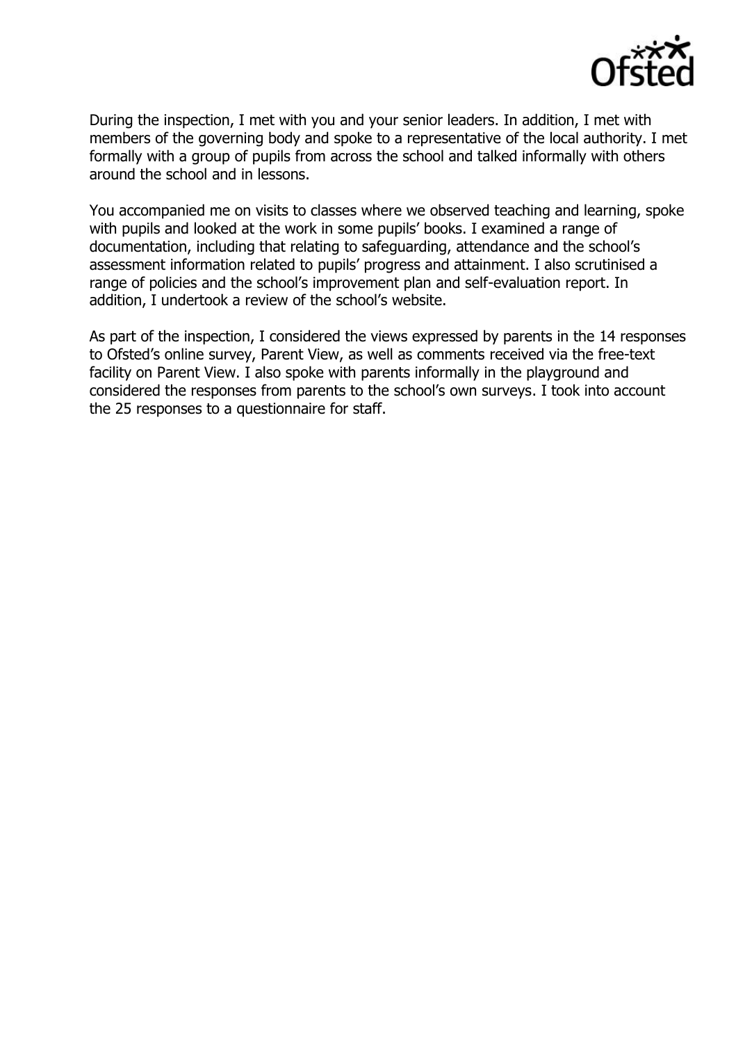During the inspection, I met with you and your senior leaders. In addition, I met with members of the governing body and spoke to a representative of the local authority. I met formally with a group of pupils from across the school and talked informally with others around the school and in lessons.

You accompanied me on visits to classes where we observed teaching and learning, spoke with pupils and looked at the work in some pupils' books. I examined a range of documentation, including that relating to safeguarding, attendance and the school's assessment information related to pupils' progress and attainment. I also scrutinised a range of policies and the school's improvement plan and self-evaluation report. In addition, I undertook a review of the school's website.

As part of the inspection, I considered the views expressed by parents in the 14 responses to Ofsted's online survey, Parent View, as well as comments received via the free-text facility on Parent View. I also spoke with parents informally in the playground and considered the responses from parents to the school's own surveys. I took into account the 25 responses to a questionnaire for staff.